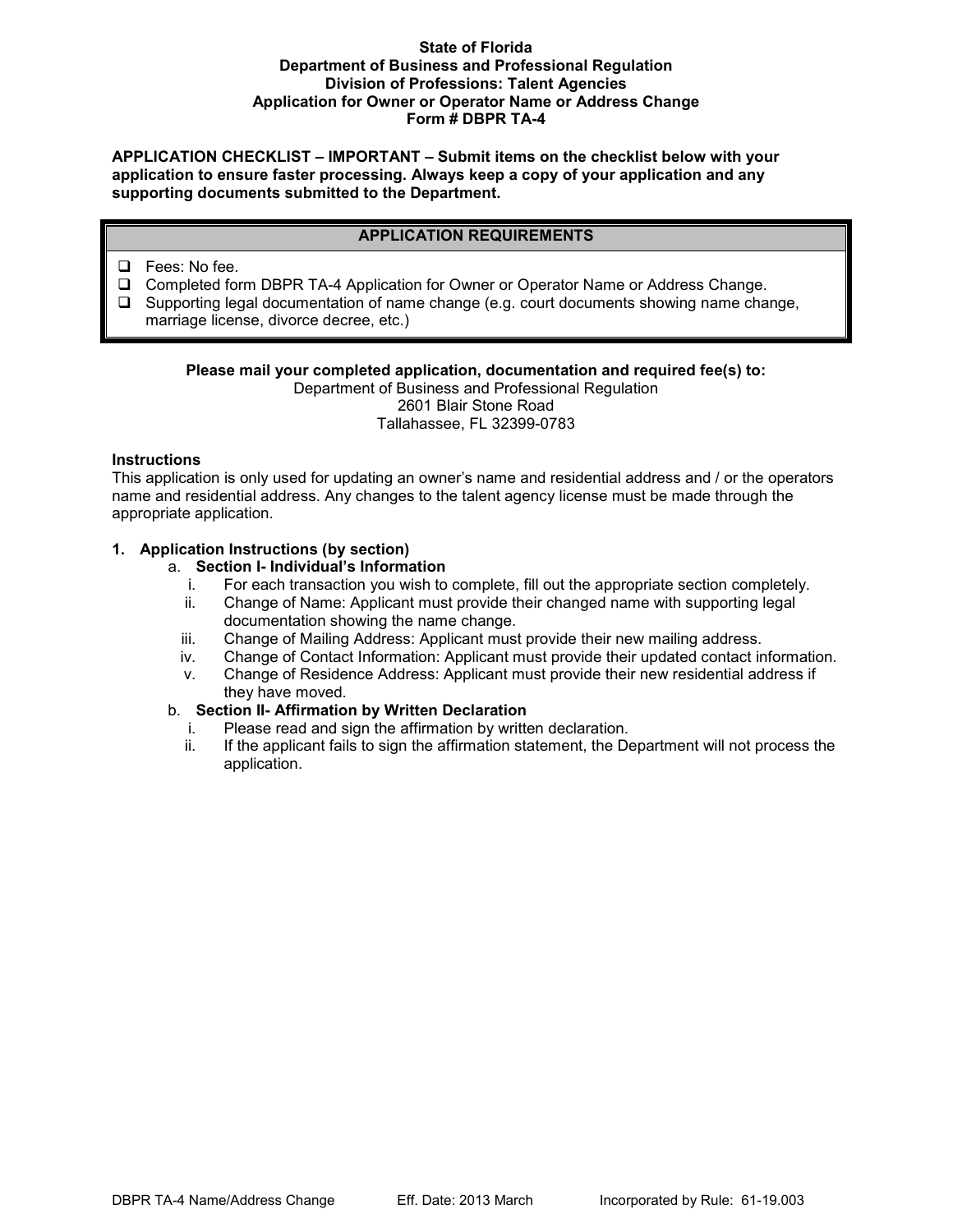**State of Florida**
**Department of Business and Professional Regulation**
**Division of Professions: Talent Agencies**
**Application for Owner or Operator Name or Address Change**
**Form # DBPR TA-4**

**APPLICATION CHECKLIST – IMPORTANT – Submit items on the checklist below with your application to ensure faster processing. Always keep a copy of your application and any supporting documents submitted to the Department.**

## APPLICATION REQUIREMENTS

- ❑ Fees: No fee.
- ❑ Completed form DBPR TA-4 Application for Owner or Operator Name or Address Change.
- ❑ Supporting legal documentation of name change (e.g. court documents showing name change, marriage license, divorce decree, etc.)

**Please mail your completed application, documentation and required fee(s) to:**

Department of Business and Professional Regulation
2601 Blair Stone Road
Tallahassee, FL 32399-0783

**Instructions**

This application is only used for updating an owner's name and residential address and / or the operators name and residential address. Any changes to the talent agency license must be made through the appropriate application.

1. **Application Instructions (by section)**
   a. **Section I- Individual's Information**
      i. For each transaction you wish to complete, fill out the appropriate section completely.
      ii. Change of Name: Applicant must provide their changed name with supporting legal documentation showing the name change.
      iii. Change of Mailing Address: Applicant must provide their new mailing address.
      iv. Change of Contact Information: Applicant must provide their updated contact information.
      v. Change of Residence Address: Applicant must provide their new residential address if they have moved.

   b. **Section II- Affirmation by Written Declaration**
      i. Please read and sign the affirmation by written declaration.
      ii. If the applicant fails to sign the affirmation statement, the Department will not process the application.

DBPR TA-4 Name/Address Change    Eff. Date: 2013 March    Incorporated by Rule: 61-19.003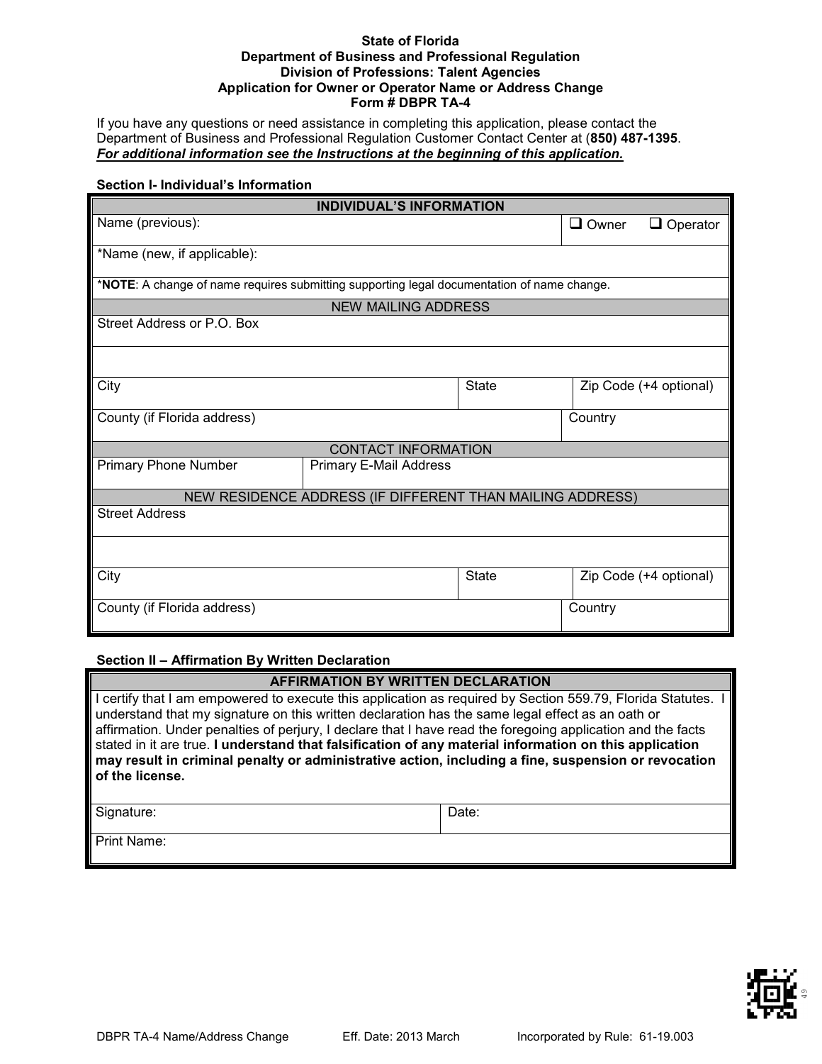**State of Florida**
**Department of Business and Professional Regulation**
**Division of Professions: Talent Agencies**
**Application for Owner or Operator Name or Address Change**
**Form # DBPR TA-4**

If you have any questions or need assistance in completing this application, please contact the Department of Business and Professional Regulation Customer Contact Center at (**850) 487-1395**.
***For additional information see the Instructions at the beginning of this application.***

**Section I- Individual's Information**

| **INDIVIDUAL'S INFORMATION** | | | |
|---|---|---|---|
| Name (previous): | | | ❑ Owner ❑ Operator |
| *Name (new, if applicable): | | | |
| ***NOTE**: A change of name requires submitting supporting legal documentation of name change. | | | |
| NEW MAILING ADDRESS | | | |
| Street Address or P.O. Box | | | |
| | | | |
| City | | State | Zip Code (+4 optional) |
| County (if Florida address) | | | Country |
| CONTACT INFORMATION | | | |
| Primary Phone Number | Primary E-Mail Address | | |
| NEW RESIDENCE ADDRESS (IF DIFFERENT THAN MAILING ADDRESS) | | | |
| Street Address | | | |
| | | | |
| City | | State | Zip Code (+4 optional) |
| County (if Florida address) | | | Country |

**Section II – Affirmation By Written Declaration**

| **AFFIRMATION BY WRITTEN DECLARATION** | |
|---|---|
| I certify that I am empowered to execute this application as required by Section 559.79, Florida Statutes. I understand that my signature on this written declaration has the same legal effect as an oath or affirmation. Under penalties of perjury, I declare that I have read the foregoing application and the facts stated in it are true. **I understand that falsification of any material information on this application may result in criminal penalty or administrative action, including a fine, suspension or revocation of the license.** | |
| Signature: | Date: |
| Print Name: | |

DBPR TA-4 Name/Address Change Eff. Date: 2013 March Incorporated by Rule: 61-19.003